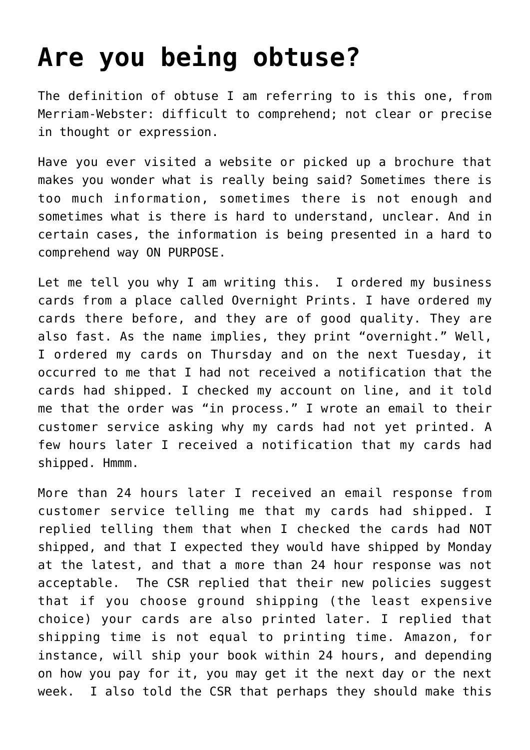# Are you being obtuse?

The definition of obtuse I am referring to is this one, from Merriam-Webster: difficult to comprehend; not clear or precise in thought or expression.

Have you ever visited a website or picked up a brochure that makes you wonder what is really being said? Sometimes there is too much information, sometimes there is not enough and sometimes what is there is hard to understand, unclear. And in certain cases, the information is being presented in a hard to comprehend way ON PURPOSE.

Let me tell you why I am writing this. I ordered my business cards from a place called Overnight Prints. I have ordered my cards there before, and they are of good quality. They are also fast. As the name implies, they print "overnight." Well, I ordered my cards on Thursday and on the next Tuesday, it occurred to me that I had not received a notification that the cards had shipped. I checked my account on line, and it told me that the order was "in process." I wrote an email to their customer service asking why my cards had not yet printed. A few hours later I received a notification that my cards had shipped. Hmmm.

More than 24 hours later I received an email response from customer service telling me that my cards had shipped. I replied telling them that when I checked the cards had NOT shipped, and that I expected they would have shipped by Monday at the latest, and that a more than 24 hour response was not acceptable. The CSR replied that their new policies suggest that if you choose ground shipping (the least expensive choice) your cards are also printed later. I replied that shipping time is not equal to printing time. Amazon, for instance, will ship your book within 24 hours, and depending on how you pay for it, you may get it the next day or the next week. I also told the CSR that perhaps they should make this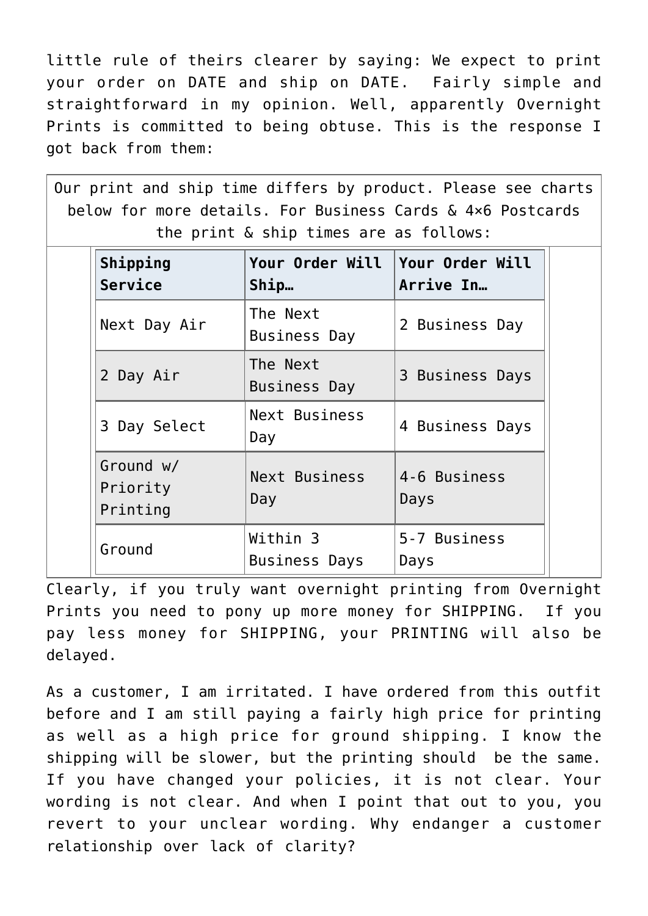little rule of theirs clearer by saying: We expect to print your order on DATE and ship on DATE.  Fairly simple and straightforward in my opinion. Well, apparently Overnight Prints is committed to being obtuse. This is the response I got back from them:

Our print and ship time differs by product. Please see charts below for more details. For Business Cards & 4×6 Postcards the print & ship times are as follows:

| Shipping Service | Your Order Will Ship… | Your Order Will Arrive In… |
|---|---|---|
| Next Day Air | The Next Business Day | 2 Business Day |
| 2 Day Air | The Next Business Day | 3 Business Days |
| 3 Day Select | Next Business Day | 4 Business Days |
| Ground w/ Priority Printing | Next Business Day | 4-6 Business Days |
| Ground | Within 3 Business Days | 5-7 Business Days |

Clearly, if you truly want overnight printing from Overnight Prints you need to pony up more money for SHIPPING.  If you pay less money for SHIPPING, your PRINTING will also be delayed.

As a customer, I am irritated. I have ordered from this outfit before and I am still paying a fairly high price for printing as well as a high price for ground shipping. I know the shipping will be slower, but the printing should  be the same. If you have changed your policies, it is not clear. Your wording is not clear. And when I point that out to you, you revert to your unclear wording. Why endanger a customer relationship over lack of clarity?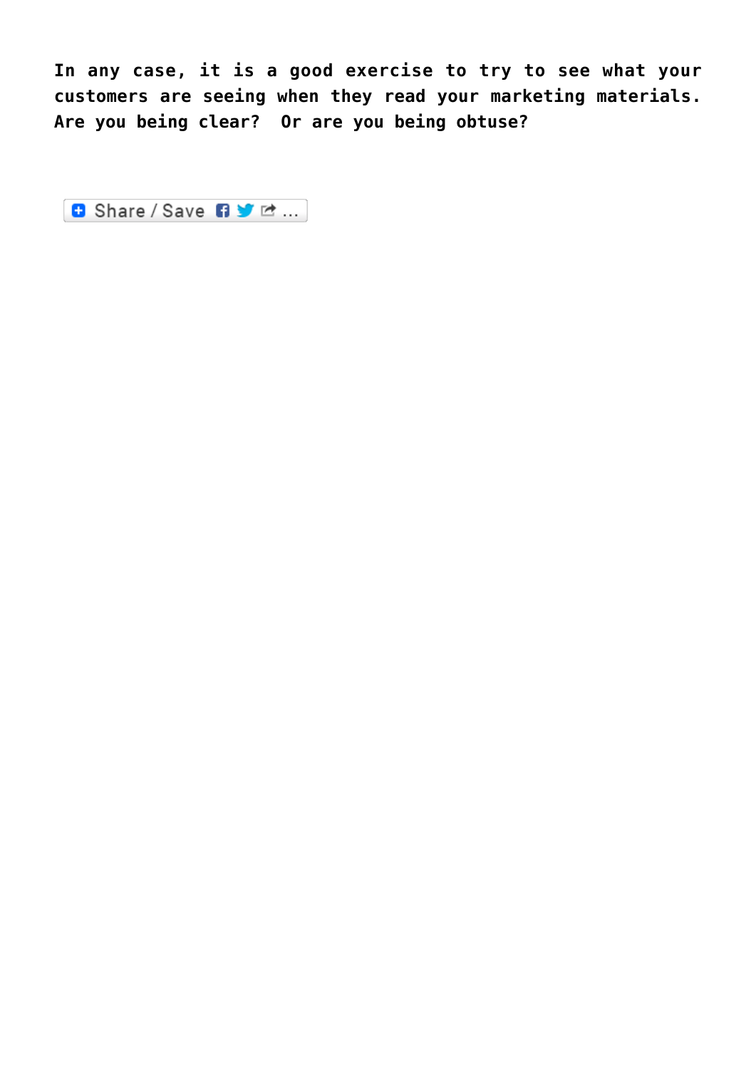**In any case, it is a good exercise to try to see what your customers are seeing when they read your marketing materials. Are you being clear? Or are you being obtuse?**